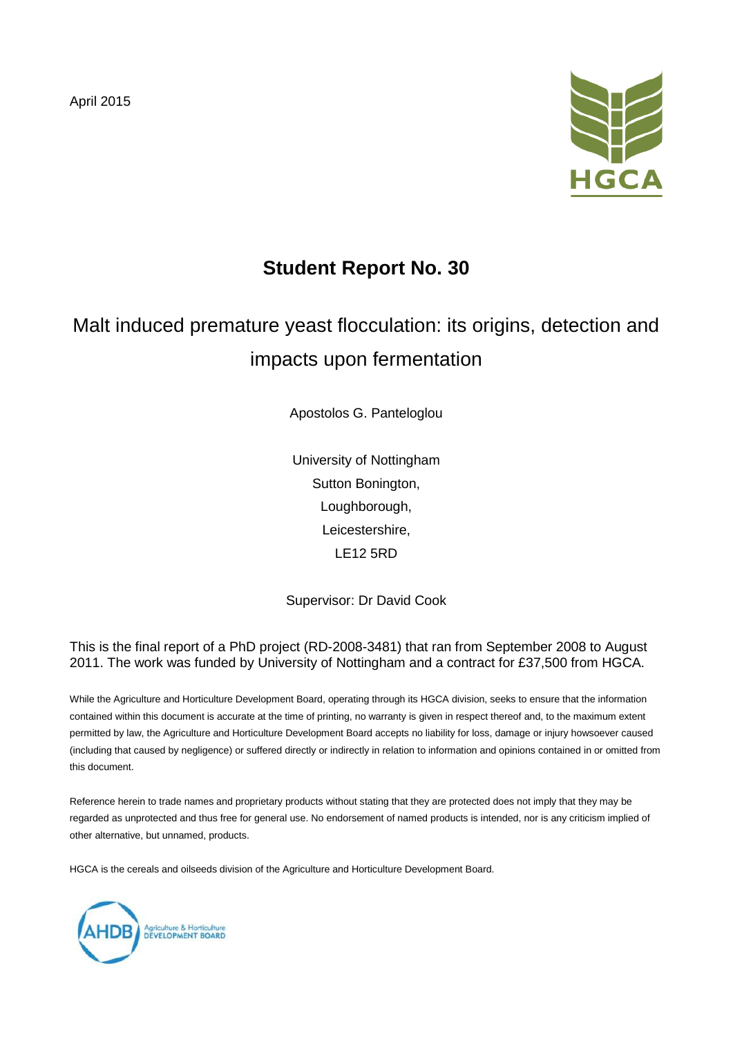April 2015

# Student Report No. 30

## Malt induced premature yeast flocculation: its origins, detection and impacts upon fermentation

Apostolos G. Panteloglou

University of Nottingham
Sutton Bonington,
Loughborough,
Leicestershire,
LE12 5RD

Supervisor: Dr David Cook

This is the final report of a PhD project (RD-2008-3481) that ran from September 2008 to August 2011. The work was funded by University of Nottingham and a contract for £37,500 from HGCA.

While the Agriculture and Horticulture Development Board, operating through its HGCA division, seeks to ensure that the information contained within this document is accurate at the time of printing, no warranty is given in respect thereof and, to the maximum extent permitted by law, the Agriculture and Horticulture Development Board accepts no liability for loss, damage or injury howsoever caused (including that caused by negligence) or suffered directly or indirectly in relation to information and opinions contained in or omitted from this document.

Reference herein to trade names and proprietary products without stating that they are protected does not imply that they may be regarded as unprotected and thus free for general use. No endorsement of named products is intended, nor is any criticism implied of other alternative, but unnamed, products.

HGCA is the cereals and oilseeds division of the Agriculture and Horticulture Development Board.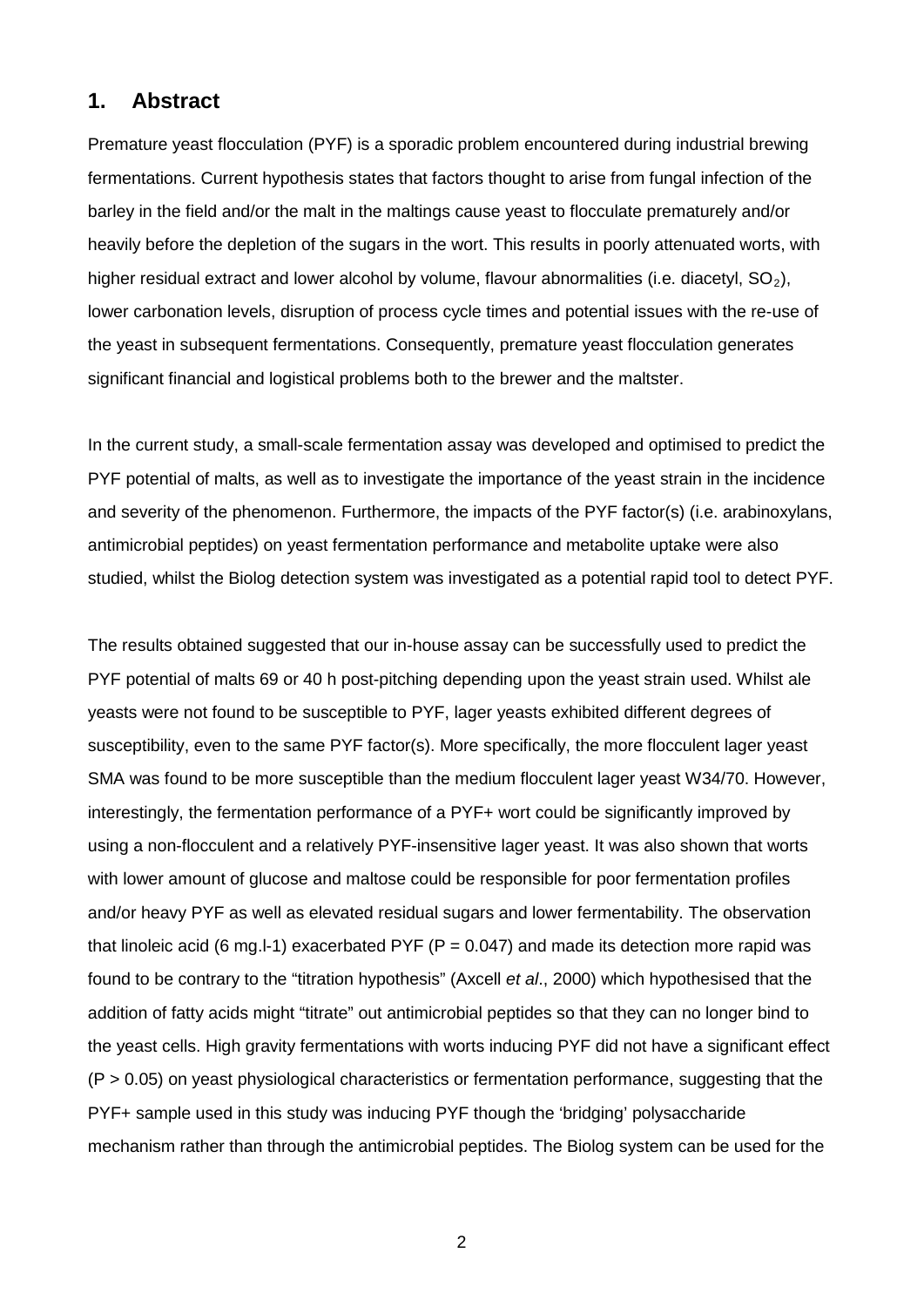## 1. Abstract

Premature yeast flocculation (PYF) is a sporadic problem encountered during industrial brewing fermentations. Current hypothesis states that factors thought to arise from fungal infection of the barley in the field and/or the malt in the maltings cause yeast to flocculate prematurely and/or heavily before the depletion of the sugars in the wort. This results in poorly attenuated worts, with higher residual extract and lower alcohol by volume, flavour abnormalities (i.e. diacetyl, $SO_2$), lower carbonation levels, disruption of process cycle times and potential issues with the re-use of the yeast in subsequent fermentations. Consequently, premature yeast flocculation generates significant financial and logistical problems both to the brewer and the maltster.

In the current study, a small-scale fermentation assay was developed and optimised to predict the PYF potential of malts, as well as to investigate the importance of the yeast strain in the incidence and severity of the phenomenon. Furthermore, the impacts of the PYF factor(s) (i.e. arabinoxylans, antimicrobial peptides) on yeast fermentation performance and metabolite uptake were also studied, whilst the Biolog detection system was investigated as a potential rapid tool to detect PYF.

The results obtained suggested that our in-house assay can be successfully used to predict the PYF potential of malts 69 or 40 h post-pitching depending upon the yeast strain used. Whilst ale yeasts were not found to be susceptible to PYF, lager yeasts exhibited different degrees of susceptibility, even to the same PYF factor(s). More specifically, the more flocculent lager yeast SMA was found to be more susceptible than the medium flocculent lager yeast W34/70. However, interestingly, the fermentation performance of a PYF+ wort could be significantly improved by using a non-flocculent and a relatively PYF-insensitive lager yeast. It was also shown that worts with lower amount of glucose and maltose could be responsible for poor fermentation profiles and/or heavy PYF as well as elevated residual sugars and lower fermentability. The observation that linoleic acid (6 mg.l-1) exacerbated PYF ($P = 0.047$) and made its detection more rapid was found to be contrary to the "titration hypothesis" (Axcell *et al*., 2000) which hypothesised that the addition of fatty acids might "titrate" out antimicrobial peptides so that they can no longer bind to the yeast cells. High gravity fermentations with worts inducing PYF did not have a significant effect ($P > 0.05$) on yeast physiological characteristics or fermentation performance, suggesting that the PYF+ sample used in this study was inducing PYF though the 'bridging' polysaccharide mechanism rather than through the antimicrobial peptides. The Biolog system can be used for the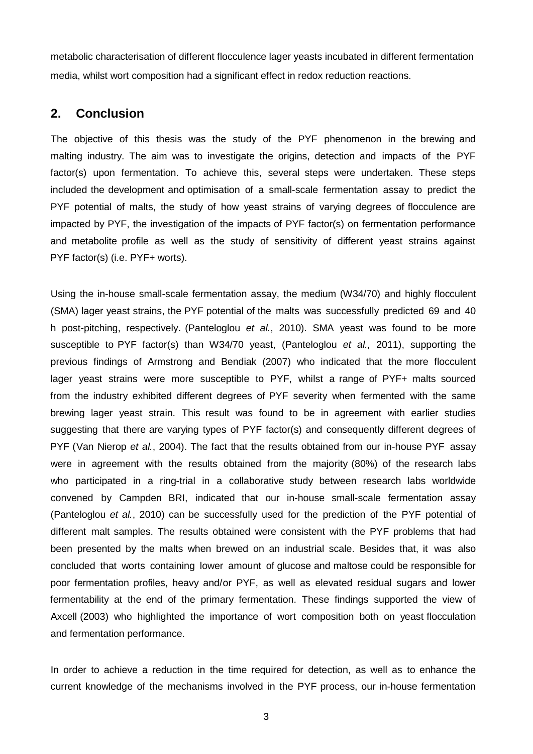metabolic characterisation of different flocculence lager yeasts incubated in different fermentation media, whilst wort composition had a significant effect in redox reduction reactions.

## 2. Conclusion

The objective of this thesis was the study of the PYF phenomenon in the brewing and malting industry. The aim was to investigate the origins, detection and impacts of the PYF factor(s) upon fermentation. To achieve this, several steps were undertaken. These steps included the development and optimisation of a small-scale fermentation assay to predict the PYF potential of malts, the study of how yeast strains of varying degrees of flocculence are impacted by PYF, the investigation of the impacts of PYF factor(s) on fermentation performance and metabolite profile as well as the study of sensitivity of different yeast strains against PYF factor(s) (i.e. PYF+ worts).

Using the in-house small-scale fermentation assay, the medium (W34/70) and highly flocculent (SMA) lager yeast strains, the PYF potential of the malts was successfully predicted 69 and 40 h post-pitching, respectively. (Panteloglou *et al.*, 2010). SMA yeast was found to be more susceptible to PYF factor(s) than W34/70 yeast, (Panteloglou *et al.,* 2011), supporting the previous findings of Armstrong and Bendiak (2007) who indicated that the more flocculent lager yeast strains were more susceptible to PYF, whilst a range of PYF+ malts sourced from the industry exhibited different degrees of PYF severity when fermented with the same brewing lager yeast strain. This result was found to be in agreement with earlier studies suggesting that there are varying types of PYF factor(s) and consequently different degrees of PYF (Van Nierop *et al.*, 2004). The fact that the results obtained from our in-house PYF assay were in agreement with the results obtained from the majority (80%) of the research labs who participated in a ring-trial in a collaborative study between research labs worldwide convened by Campden BRI, indicated that our in-house small-scale fermentation assay (Panteloglou *et al.*, 2010) can be successfully used for the prediction of the PYF potential of different malt samples. The results obtained were consistent with the PYF problems that had been presented by the malts when brewed on an industrial scale. Besides that, it was also concluded that worts containing lower amount of glucose and maltose could be responsible for poor fermentation profiles, heavy and/or PYF, as well as elevated residual sugars and lower fermentability at the end of the primary fermentation. These findings supported the view of Axcell (2003) who highlighted the importance of wort composition both on yeast flocculation and fermentation performance.

In order to achieve a reduction in the time required for detection, as well as to enhance the current knowledge of the mechanisms involved in the PYF process, our in-house fermentation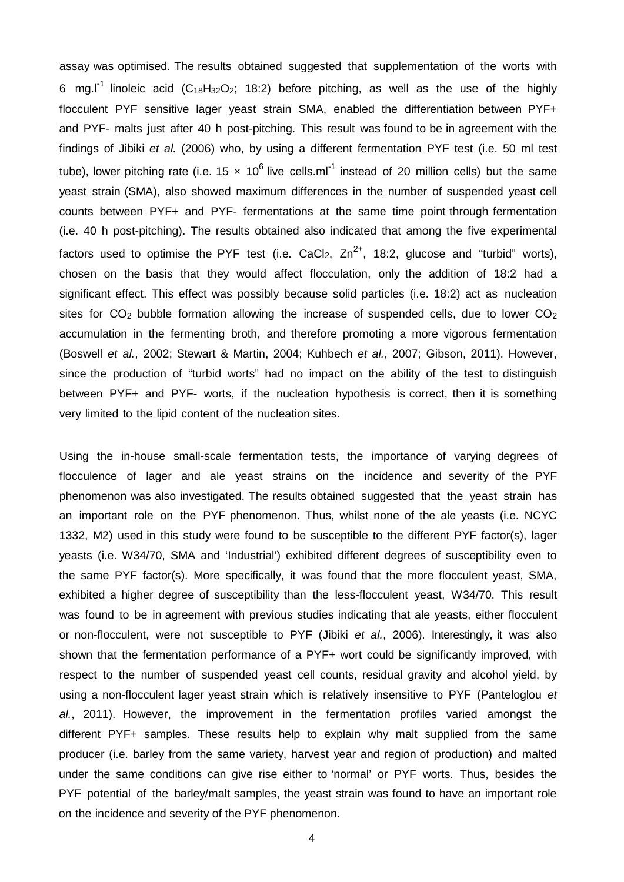assay was optimised. The results obtained suggested that supplementation of the worts with 6 $mg.l^{-1}$ linoleic acid ($C_{18}H_{32}O_2$; 18:2) before pitching, as well as the use of the highly flocculent PYF sensitive lager yeast strain SMA, enabled the differentiation between PYF+ and PYF- malts just after 40 h post-pitching. This result was found to be in agreement with the findings of Jibiki *et al.* (2006) who, by using a different fermentation PYF test (i.e. 50 ml test tube), lower pitching rate (i.e. $15 \times 10^6$ live $cells.ml^{-1}$ instead of 20 million cells) but the same yeast strain (SMA), also showed maximum differences in the number of suspended yeast cell counts between PYF+ and PYF- fermentations at the same time point through fermentation (i.e. 40 h post-pitching). The results obtained also indicated that among the five experimental factors used to optimise the PYF test (i.e. $CaCl_2$, $Zn^{2+}$, 18:2, glucose and "turbid" worts), chosen on the basis that they would affect flocculation, only the addition of 18:2 had a significant effect. This effect was possibly because solid particles (i.e. 18:2) act as nucleation sites for $CO_2$ bubble formation allowing the increase of suspended cells, due to lower $CO_2$ accumulation in the fermenting broth, and therefore promoting a more vigorous fermentation (Boswell *et al.*, 2002; Stewart & Martin, 2004; Kuhbech *et al.*, 2007; Gibson, 2011). However, since the production of "turbid worts" had no impact on the ability of the test to distinguish between PYF+ and PYF- worts, if the nucleation hypothesis is correct, then it is something very limited to the lipid content of the nucleation sites.

Using the in-house small-scale fermentation tests, the importance of varying degrees of flocculence of lager and ale yeast strains on the incidence and severity of the PYF phenomenon was also investigated. The results obtained suggested that the yeast strain has an important role on the PYF phenomenon. Thus, whilst none of the ale yeasts (i.e. NCYC 1332, M2) used in this study were found to be susceptible to the different PYF factor(s), lager yeasts (i.e. W34/70, SMA and 'Industrial') exhibited different degrees of susceptibility even to the same PYF factor(s). More specifically, it was found that the more flocculent yeast, SMA, exhibited a higher degree of susceptibility than the less-flocculent yeast, W34/70. This result was found to be in agreement with previous studies indicating that ale yeasts, either flocculent or non-flocculent, were not susceptible to PYF (Jibiki *et al.*, 2006). Interestingly, it was also shown that the fermentation performance of a PYF+ wort could be significantly improved, with respect to the number of suspended yeast cell counts, residual gravity and alcohol yield, by using a non-flocculent lager yeast strain which is relatively insensitive to PYF (Panteloglou *et al.*, 2011). However, the improvement in the fermentation profiles varied amongst the different PYF+ samples. These results help to explain why malt supplied from the same producer (i.e. barley from the same variety, harvest year and region of production) and malted under the same conditions can give rise either to 'normal' or PYF worts. Thus, besides the PYF potential of the barley/malt samples, the yeast strain was found to have an important role on the incidence and severity of the PYF phenomenon.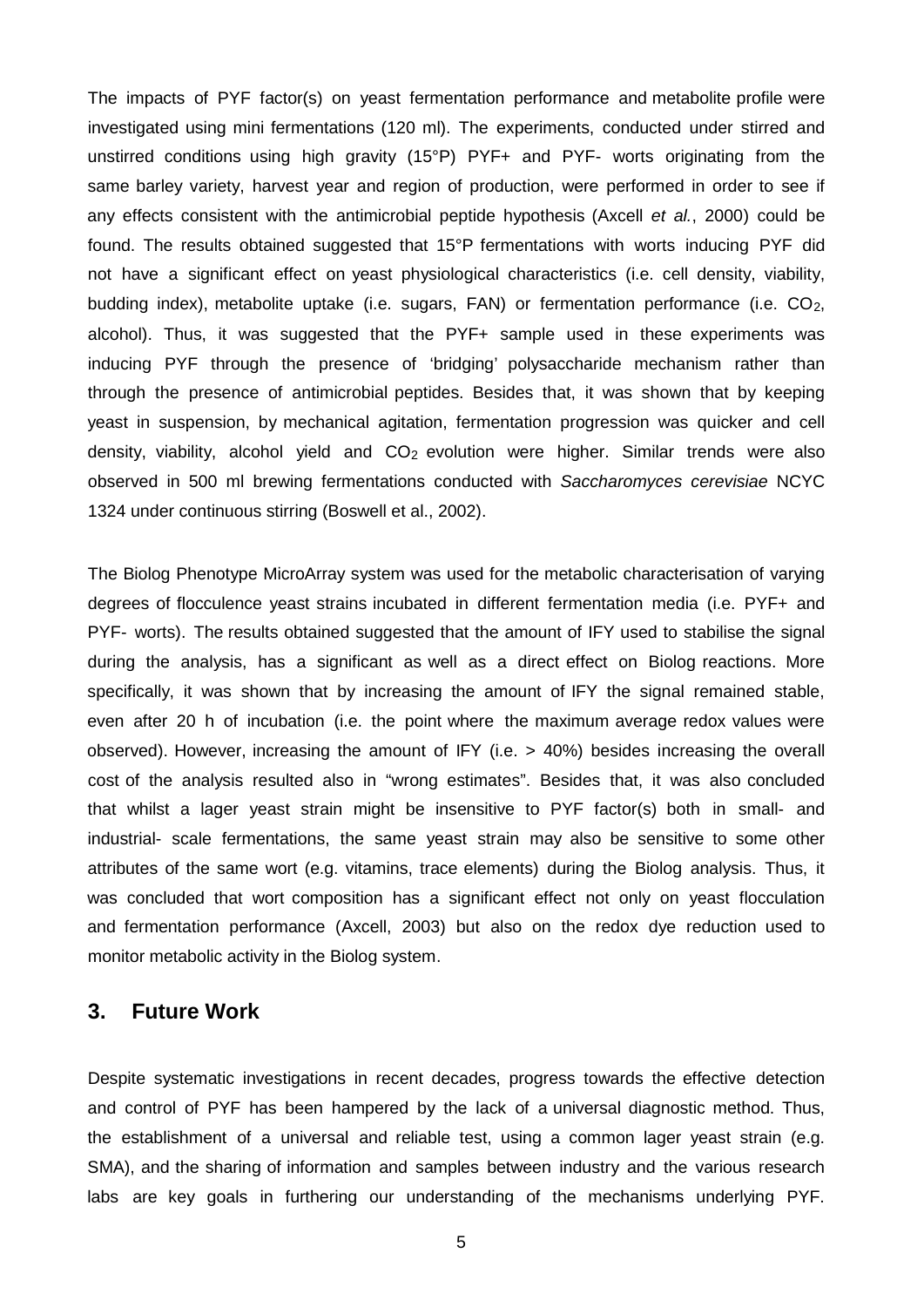The impacts of PYF factor(s) on yeast fermentation performance and metabolite profile were investigated using mini fermentations (120 ml). The experiments, conducted under stirred and unstirred conditions using high gravity (15°P) PYF+ and PYF- worts originating from the same barley variety, harvest year and region of production, were performed in order to see if any effects consistent with the antimicrobial peptide hypothesis (Axcell *et al.*, 2000) could be found. The results obtained suggested that 15°P fermentations with worts inducing PYF did not have a significant effect on yeast physiological characteristics (i.e. cell density, viability, budding index), metabolite uptake (i.e. sugars, FAN) or fermentation performance (i.e. $CO_2$, alcohol). Thus, it was suggested that the PYF+ sample used in these experiments was inducing PYF through the presence of 'bridging' polysaccharide mechanism rather than through the presence of antimicrobial peptides. Besides that, it was shown that by keeping yeast in suspension, by mechanical agitation, fermentation progression was quicker and cell density, viability, alcohol yield and $CO_2$ evolution were higher. Similar trends were also observed in 500 ml brewing fermentations conducted with *Saccharomyces cerevisiae* NCYC 1324 under continuous stirring (Boswell et al., 2002).

The Biolog Phenotype MicroArray system was used for the metabolic characterisation of varying degrees of flocculence yeast strains incubated in different fermentation media (i.e. PYF+ and PYF- worts). The results obtained suggested that the amount of IFY used to stabilise the signal during the analysis, has a significant as well as a direct effect on Biolog reactions. More specifically, it was shown that by increasing the amount of IFY the signal remained stable, even after 20 h of incubation (i.e. the point where the maximum average redox values were observed). However, increasing the amount of IFY (i.e. > 40%) besides increasing the overall cost of the analysis resulted also in "wrong estimates". Besides that, it was also concluded that whilst a lager yeast strain might be insensitive to PYF factor(s) both in small- and industrial- scale fermentations, the same yeast strain may also be sensitive to some other attributes of the same wort (e.g. vitamins, trace elements) during the Biolog analysis. Thus, it was concluded that wort composition has a significant effect not only on yeast flocculation and fermentation performance (Axcell, 2003) but also on the redox dye reduction used to monitor metabolic activity in the Biolog system.

## 3. Future Work

Despite systematic investigations in recent decades, progress towards the effective detection and control of PYF has been hampered by the lack of a universal diagnostic method. Thus, the establishment of a universal and reliable test, using a common lager yeast strain (e.g. SMA), and the sharing of information and samples between industry and the various research labs are key goals in furthering our understanding of the mechanisms underlying PYF.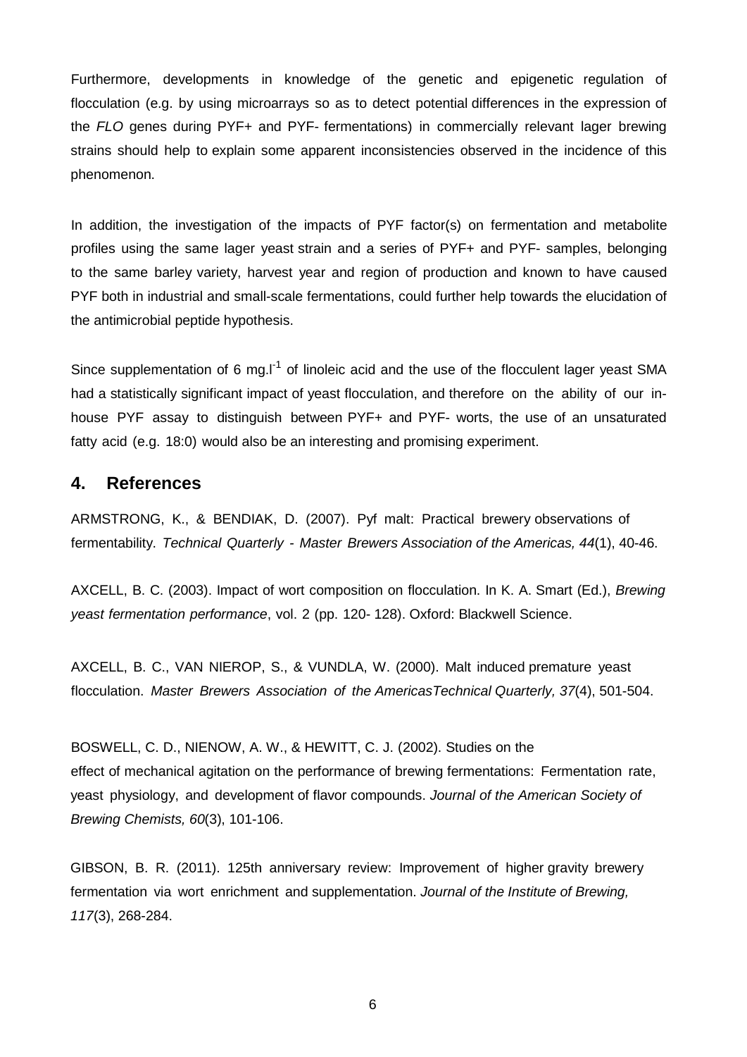Furthermore, developments in knowledge of the genetic and epigenetic regulation of flocculation (e.g. by using microarrays so as to detect potential differences in the expression of the *FLO* genes during PYF+ and PYF- fermentations) in commercially relevant lager brewing strains should help to explain some apparent inconsistencies observed in the incidence of this phenomenon.

In addition, the investigation of the impacts of PYF factor(s) on fermentation and metabolite profiles using the same lager yeast strain and a series of PYF+ and PYF- samples, belonging to the same barley variety, harvest year and region of production and known to have caused PYF both in industrial and small-scale fermentations, could further help towards the elucidation of the antimicrobial peptide hypothesis.

Since supplementation of 6 $mg.l^{-1}$ of linoleic acid and the use of the flocculent lager yeast SMA had a statistically significant impact of yeast flocculation, and therefore on the ability of our in-house PYF assay to distinguish between PYF+ and PYF- worts, the use of an unsaturated fatty acid (e.g. 18:0) would also be an interesting and promising experiment.

## 4. References

ARMSTRONG, K., & BENDIAK, D. (2007). Pyf malt: Practical brewery observations of fermentability. *Technical Quarterly - Master Brewers Association of the Americas, 44*(1), 40-46.

AXCELL, B. C. (2003). Impact of wort composition on flocculation. In K. A. Smart (Ed.), *Brewing yeast fermentation performance*, vol. 2 (pp. 120- 128). Oxford: Blackwell Science.

AXCELL, B. C., VAN NIEROP, S., & VUNDLA, W. (2000). Malt induced premature yeast flocculation. *Master Brewers Association of the AmericasTechnical Quarterly, 37*(4), 501-504.

BOSWELL, C. D., NIENOW, A. W., & HEWITT, C. J. (2002). Studies on the effect of mechanical agitation on the performance of brewing fermentations: Fermentation rate, yeast physiology, and development of flavor compounds. *Journal of the American Society of Brewing Chemists, 60*(3), 101-106.

GIBSON, B. R. (2011). 125th anniversary review: Improvement of higher gravity brewery fermentation via wort enrichment and supplementation. *Journal of the Institute of Brewing, 117*(3), 268-284.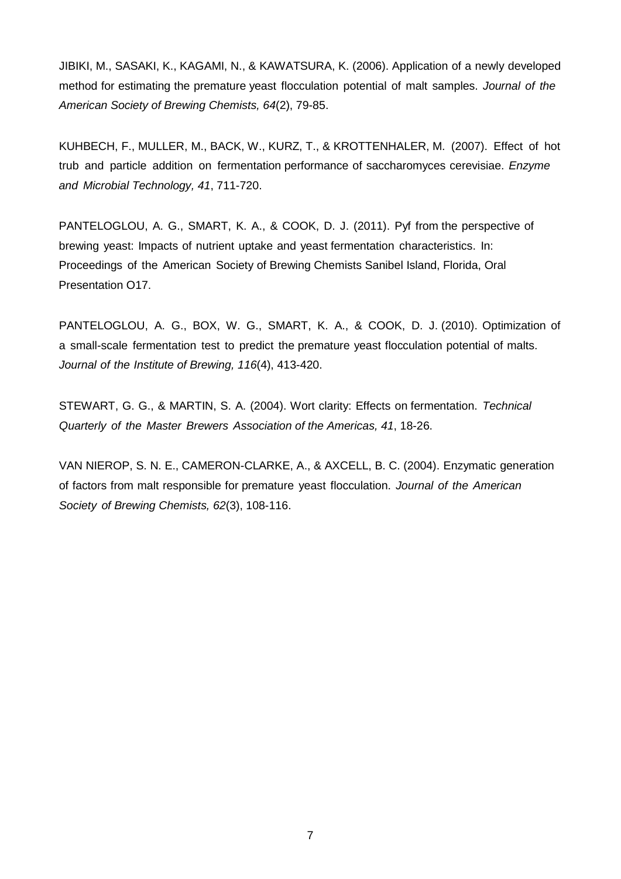JIBIKI, M., SASAKI, K., KAGAMI, N., & KAWATSURA, K. (2006). Application of a newly developed method for estimating the premature yeast flocculation potential of malt samples. *Journal of the American Society of Brewing Chemists, 64*(2), 79-85.

KUHBECH, F., MULLER, M., BACK, W., KURZ, T., & KROTTENHALER, M. (2007). Effect of hot trub and particle addition on fermentation performance of saccharomyces cerevisiae. *Enzyme and Microbial Technology, 41*, 711-720.

PANTELOGLOU, A. G., SMART, K. A., & COOK, D. J. (2011). Pyf from the perspective of brewing yeast: Impacts of nutrient uptake and yeast fermentation characteristics. In: Proceedings of the American Society of Brewing Chemists Sanibel Island, Florida, Oral Presentation O17.

PANTELOGLOU, A. G., BOX, W. G., SMART, K. A., & COOK, D. J. (2010). Optimization of a small-scale fermentation test to predict the premature yeast flocculation potential of malts. *Journal of the Institute of Brewing, 116*(4), 413-420.

STEWART, G. G., & MARTIN, S. A. (2004). Wort clarity: Effects on fermentation. *Technical Quarterly of the Master Brewers Association of the Americas, 41*, 18-26.

VAN NIEROP, S. N. E., CAMERON-CLARKE, A., & AXCELL, B. C. (2004). Enzymatic generation of factors from malt responsible for premature yeast flocculation. *Journal of the American Society of Brewing Chemists, 62*(3), 108-116.